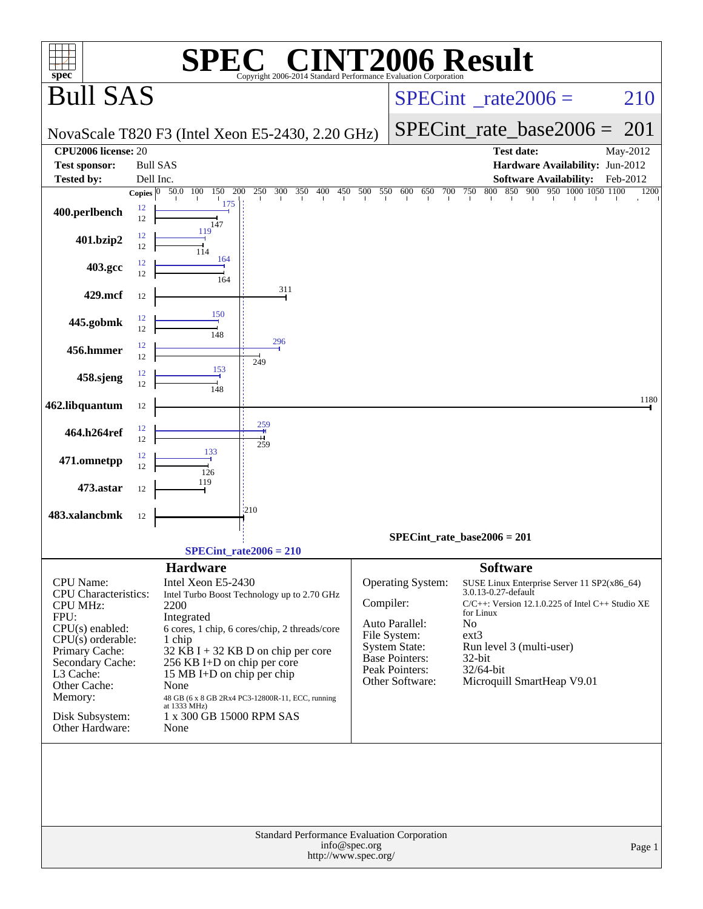# SPEC® CINT2006 Result

Copyright 2006-2014 Standard Performance Evaluation Corporation

## Bull SAS

NovaScale T820 F3 (Intel Xeon E5-2430, 2.20 GHz)

SPECint_rate2006 = 210

SPECint_rate_base2006 = 201

| | | | |
|---|---|---|---|
| **CPU2006 license:** | 20 | **Test date:** | May-2012 |
| **Test sponsor:** | Bull SAS | **Hardware Availability:** | Jun-2012 |
| **Tested by:** | Dell Inc. | **Software Availability:** | Feb-2012 |

| Benchmark | Copies (peak) | Peak | Copies (base) | Base |
|---|---|---|---|---|
| 400.perlbench | 12 | 175 | 12 | 147 |
| 401.bzip2 | 12 | 119 | 12 | 114 |
| 403.gcc | 12 | 164 | 12 | 164 |
| 429.mcf | | | 12 | 311 |
| 445.gobmk | 12 | 150 | 12 | 148 |
| 456.hmmer | 12 | 296 | 12 | 249 |
| 458.sjeng | 12 | 153 | 12 | 148 |
| 462.libquantum | | | 12 | 1180 |
| 464.h264ref | 12 | 259 | 12 | 259 |
| 471.omnetpp | 12 | 133 | 12 | 126 |
| 473.astar | | | 12 | 119 |
| 483.xalancbmk | | | 12 | 210 |

SPECint_rate_base2006 = 201

SPECint_rate2006 = 210

### Hardware

| | |
|---|---|
| CPU Name: | Intel Xeon E5-2430 |
| CPU Characteristics: | Intel Turbo Boost Technology up to 2.70 GHz |
| CPU MHz: | 2200 |
| FPU: | Integrated |
| CPU(s) enabled: | 6 cores, 1 chip, 6 cores/chip, 2 threads/core |
| CPU(s) orderable: | 1 chip |
| Primary Cache: | 32 KB I + 32 KB D on chip per core |
| Secondary Cache: | 256 KB I+D on chip per core |
| L3 Cache: | 15 MB I+D on chip per chip |
| Other Cache: | None |
| Memory: | 48 GB (6 x 8 GB 2Rx4 PC3-12800R-11, ECC, running at 1333 MHz) |
| Disk Subsystem: | 1 x 300 GB 15000 RPM SAS |
| Other Hardware: | None |

### Software

| | |
|---|---|
| Operating System: | SUSE Linux Enterprise Server 11 SP2(x86_64) 3.0.13-0.27-default |
| Compiler: | C/C++: Version 12.1.0.225 of Intel C++ Studio XE for Linux |
| Auto Parallel: | No |
| File System: | ext3 |
| System State: | Run level 3 (multi-user) |
| Base Pointers: | 32-bit |
| Peak Pointers: | 32/64-bit |
| Other Software: | Microquill SmartHeap V9.01 |

Standard Performance Evaluation Corporation
info@spec.org
http://www.spec.org/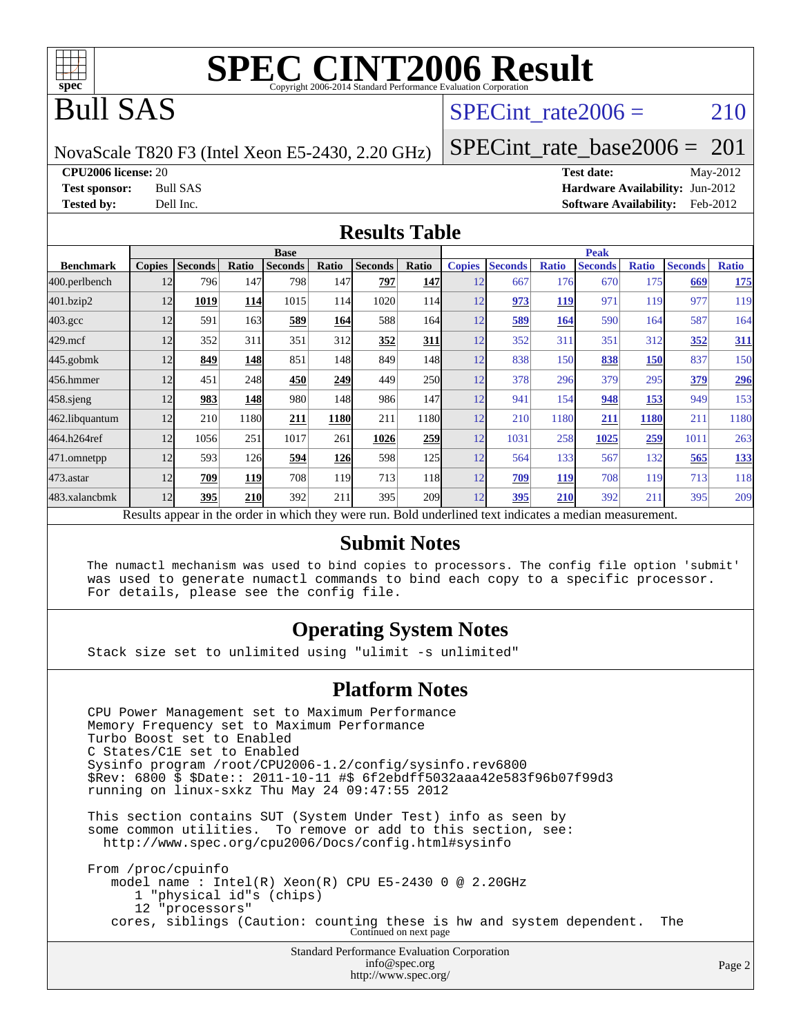# SPEC CINT2006 Result

Copyright 2006-2014 Standard Performance Evaluation Corporation

# Bull SAS

NovaScale T820 F3 (Intel Xeon E5-2430, 2.20 GHz)

SPECint_rate2006 = 210

SPECint_rate_base2006 = 201

**CPU2006 license:** 20
**Test sponsor:** Bull SAS
**Tested by:** Dell Inc.

**Test date:** May-2012
**Hardware Availability:** Jun-2012
**Software Availability:** Feb-2012

## Results Table

| Benchmark | Base | | | | | | | Peak | | | | | | |
|---|---|---|---|---|---|---|---|---|---|---|---|---|---|---|
| | Copies | Seconds | Ratio | Seconds | Ratio | Seconds | Ratio | Copies | Seconds | Ratio | Seconds | Ratio | Seconds | Ratio |
| 400.perlbench | 12 | 796 | 147 | 798 | 147 | **797** | **147** | 12 | 667 | 176 | 670 | 175 | **669** | **175** |
| 401.bzip2 | 12 | **1019** | **114** | 1015 | 114 | 1020 | 114 | 12 | **973** | **119** | 971 | 119 | 977 | 119 |
| 403.gcc | 12 | 591 | 163 | **589** | **164** | 588 | 164 | 12 | **589** | **164** | 590 | 164 | 587 | 164 |
| 429.mcf | 12 | 352 | 311 | 351 | 312 | **352** | **311** | 12 | 352 | 311 | 351 | 312 | **352** | **311** |
| 445.gobmk | 12 | **849** | **148** | 851 | 148 | 849 | 148 | 12 | 838 | 150 | **838** | **150** | 837 | 150 |
| 456.hmmer | 12 | 451 | 248 | **450** | **249** | 449 | 250 | 12 | 378 | 296 | 379 | 295 | **379** | **296** |
| 458.sjeng | 12 | **983** | **148** | 980 | 148 | 986 | 147 | 12 | 941 | 154 | **948** | **153** | 949 | 153 |
| 462.libquantum | 12 | 210 | 1180 | **211** | **1180** | 211 | 1180 | 12 | 210 | 1180 | **211** | **1180** | 211 | 1180 |
| 464.h264ref | 12 | 1056 | 251 | 1017 | 261 | **1026** | **259** | 12 | 1031 | 258 | **1025** | **259** | 1011 | 263 |
| 471.omnetpp | 12 | 593 | 126 | **594** | **126** | 598 | 125 | 12 | 564 | 133 | 567 | 132 | **565** | **133** |
| 473.astar | 12 | **709** | **119** | 708 | 119 | 713 | 118 | 12 | **709** | **119** | 708 | 119 | 713 | 118 |
| 483.xalancbmk | 12 | **395** | **210** | 392 | 211 | 395 | 209 | 12 | **395** | **210** | 392 | 211 | 395 | 209 |

Results appear in the order in which they were run. Bold underlined text indicates a median measurement.

## Submit Notes

```
The numactl mechanism was used to bind copies to processors. The config file option 'submit'
was used to generate numactl commands to bind each copy to a specific processor.
For details, please see the config file.
```

## Operating System Notes

```
Stack size set to unlimited using "ulimit -s unlimited"
```

## Platform Notes

```
CPU Power Management set to Maximum Performance
Memory Frequency set to Maximum Performance
Turbo Boost set to Enabled
C States/C1E set to Enabled
Sysinfo program /root/CPU2006-1.2/config/sysinfo.rev6800
$Rev: 6800 $ $Date:: 2011-10-11 #$ 6f2ebdff5032aaa42e583f96b07f99d3
running on linux-sxkz Thu May 24 09:47:55 2012

This section contains SUT (System Under Test) info as seen by
some common utilities.  To remove or add to this section, see:
  http://www.spec.org/cpu2006/Docs/config.html#sysinfo

From /proc/cpuinfo
   model name : Intel(R) Xeon(R) CPU E5-2430 0 @ 2.20GHz
      1 "physical id"s (chips)
      12 "processors"
   cores, siblings (Caution: counting these is hw and system dependent.  The
```

Continued on next page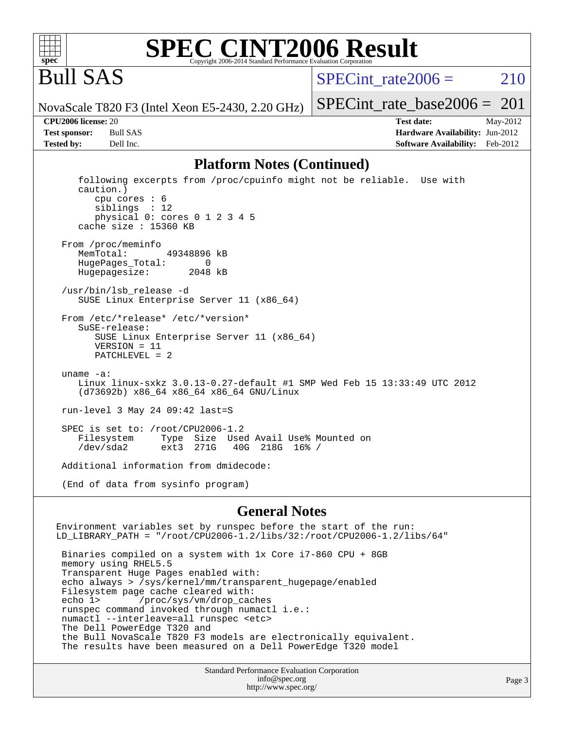# SPEC CINT2006 Result

Copyright 2006-2014 Standard Performance Evaluation Corporation

## Bull SAS

NovaScale T820 F3 (Intel Xeon E5-2430, 2.20 GHz)

SPECint_rate2006 = 210

SPECint_rate_base2006 = 201

| | | | |
|---|---|---|---|
| **CPU2006 license:** | 20 | **Test date:** | May-2012 |
| **Test sponsor:** | Bull SAS | **Hardware Availability:** | Jun-2012 |
| **Tested by:** | Dell Inc. | **Software Availability:** | Feb-2012 |

## Platform Notes (Continued)

```
     following excerpts from /proc/cpuinfo might not be reliable.  Use with
     caution.)
        cpu cores : 6
        siblings  : 12
        physical 0: cores 0 1 2 3 4 5
     cache size : 15360 KB

  From /proc/meminfo
     MemTotal:       49348896 kB
     HugePages_Total:       0
     Hugepagesize:       2048 kB

  /usr/bin/lsb_release -d
     SUSE Linux Enterprise Server 11 (x86_64)

  From /etc/*release* /etc/*version*
     SuSE-release:
        SUSE Linux Enterprise Server 11 (x86_64)
        VERSION = 11
        PATCHLEVEL = 2

  uname -a:
     Linux linux-sxkz 3.0.13-0.27-default #1 SMP Wed Feb 15 13:33:49 UTC 2012
     (d73692b) x86_64 x86_64 x86_64 GNU/Linux

  run-level 3 May 24 09:42 last=S

  SPEC is set to: /root/CPU2006-1.2
     Filesystem     Type  Size  Used Avail Use% Mounted on
     /dev/sda2      ext3  271G   40G  218G  16% /

  Additional information from dmidecode:

  (End of data from sysinfo program)
```

## General Notes

```
Environment variables set by runspec before the start of the run:
LD_LIBRARY_PATH = "/root/CPU2006-1.2/libs/32:/root/CPU2006-1.2/libs/64"

 Binaries compiled on a system with 1x Core i7-860 CPU + 8GB
 memory using RHEL5.5
 Transparent Huge Pages enabled with:
 echo always > /sys/kernel/mm/transparent_hugepage/enabled
 Filesystem page cache cleared with:
 echo 1>       /proc/sys/vm/drop_caches
 runspec command invoked through numactl i.e.:
 numactl --interleave=all runspec <etc>
 The Dell PowerEdge T320 and
 the Bull NovaScale T820 F3 models are electronically equivalent.
 The results have been measured on a Dell PowerEdge T320 model
```

Standard Performance Evaluation Corporation
info@spec.org
http://www.spec.org/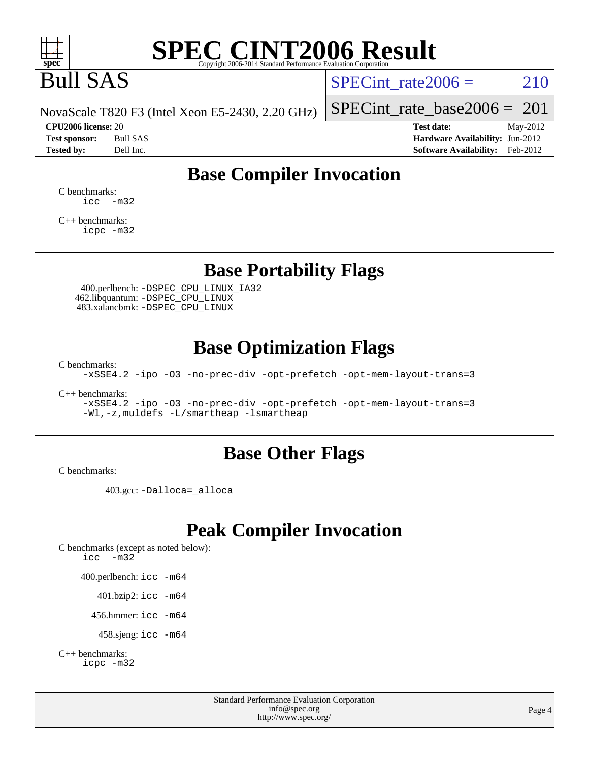# SPEC CINT2006 Result

Copyright 2006-2014 Standard Performance Evaluation Corporation

# Bull SAS

NovaScale T820 F3 (Intel Xeon E5-2430, 2.20 GHz)

SPECint_rate2006 = 210

SPECint_rate_base2006 = 201

**CPU2006 license:** 20
**Test sponsor:** Bull SAS
**Tested by:** Dell Inc.

**Test date:** May-2012
**Hardware Availability:** Jun-2012
**Software Availability:** Feb-2012

## Base Compiler Invocation

C benchmarks:
```
icc -m32
```

C++ benchmarks:
```
icpc -m32
```

## Base Portability Flags

400.perlbench: `-DSPEC_CPU_LINUX_IA32`
462.libquantum: `-DSPEC_CPU_LINUX`
483.xalancbmk: `-DSPEC_CPU_LINUX`

## Base Optimization Flags

C benchmarks:
```
-xSSE4.2 -ipo -O3 -no-prec-div -opt-prefetch -opt-mem-layout-trans=3
```

C++ benchmarks:
```
-xSSE4.2 -ipo -O3 -no-prec-div -opt-prefetch -opt-mem-layout-trans=3
-Wl,-z,muldefs -L/smartheap -lsmartheap
```

## Base Other Flags

C benchmarks:

403.gcc: `-Dalloca=_alloca`

## Peak Compiler Invocation

C benchmarks (except as noted below):
```
icc -m32
```

400.perlbench: `icc -m64`

401.bzip2: `icc -m64`

456.hmmer: `icc -m64`

458.sjeng: `icc -m64`

C++ benchmarks:
```
icpc -m32
```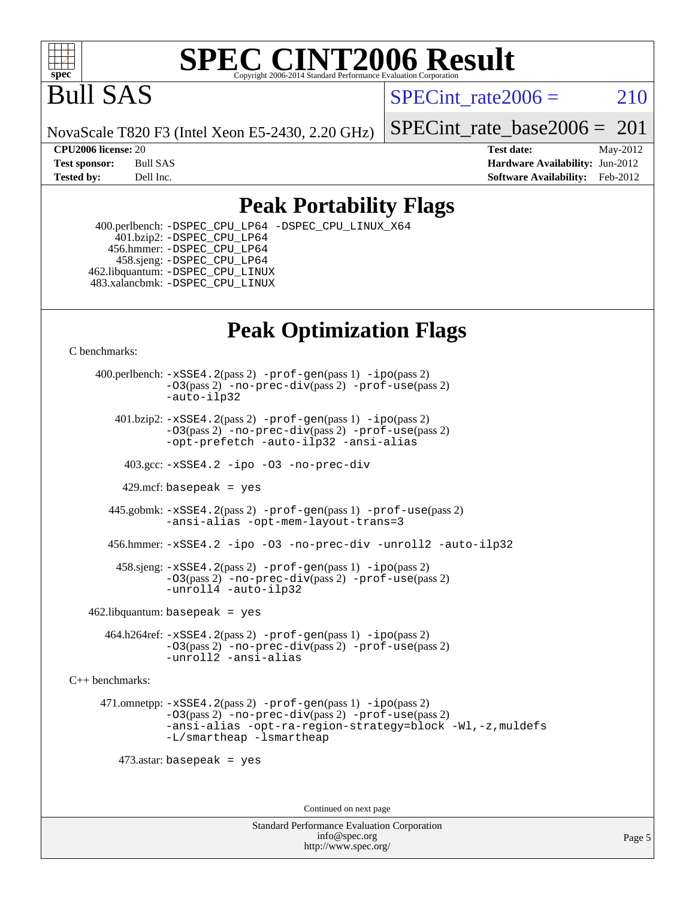# SPEC CINT2006 Result

Copyright 2006-2014 Standard Performance Evaluation Corporation

# Bull SAS

NovaScale T820 F3 (Intel Xeon E5-2430, 2.20 GHz)

SPECint_rate2006 = 210

SPECint_rate_base2006 = 201

| | | | |
|---|---|---|---|
| **CPU2006 license:** 20 | | **Test date:** | May-2012 |
| **Test sponsor:** | Bull SAS | **Hardware Availability:** | Jun-2012 |
| **Tested by:** | Dell Inc. | **Software Availability:** | Feb-2012 |

## Peak Portability Flags

400.perlbench: -DSPEC_CPU_LP64 -DSPEC_CPU_LINUX_X64
401.bzip2: -DSPEC_CPU_LP64
456.hmmer: -DSPEC_CPU_LP64
458.sjeng: -DSPEC_CPU_LP64
462.libquantum: -DSPEC_CPU_LINUX
483.xalancbmk: -DSPEC_CPU_LINUX

## Peak Optimization Flags

C benchmarks:

400.perlbench: -xSSE4.2(pass 2) -prof-gen(pass 1) -ipo(pass 2) -O3(pass 2) -no-prec-div(pass 2) -prof-use(pass 2) -auto-ilp32

401.bzip2: -xSSE4.2(pass 2) -prof-gen(pass 1) -ipo(pass 2) -O3(pass 2) -no-prec-div(pass 2) -prof-use(pass 2) -opt-prefetch -auto-ilp32 -ansi-alias

403.gcc: -xSSE4.2 -ipo -O3 -no-prec-div

429.mcf: basepeak = yes

445.gobmk: -xSSE4.2(pass 2) -prof-gen(pass 1) -prof-use(pass 2) -ansi-alias -opt-mem-layout-trans=3

456.hmmer: -xSSE4.2 -ipo -O3 -no-prec-div -unroll2 -auto-ilp32

458.sjeng: -xSSE4.2(pass 2) -prof-gen(pass 1) -ipo(pass 2) -O3(pass 2) -no-prec-div(pass 2) -prof-use(pass 2) -unroll4 -auto-ilp32

462.libquantum: basepeak = yes

464.h264ref: -xSSE4.2(pass 2) -prof-gen(pass 1) -ipo(pass 2) -O3(pass 2) -no-prec-div(pass 2) -prof-use(pass 2) -unroll2 -ansi-alias

C++ benchmarks:

471.omnetpp: -xSSE4.2(pass 2) -prof-gen(pass 1) -ipo(pass 2) -O3(pass 2) -no-prec-div(pass 2) -prof-use(pass 2) -ansi-alias -opt-ra-region-strategy=block -Wl,-z,muldefs -L/smartheap -lsmartheap

473.astar: basepeak = yes

Continued on next page

Standard Performance Evaluation Corporation
info@spec.org
http://www.spec.org/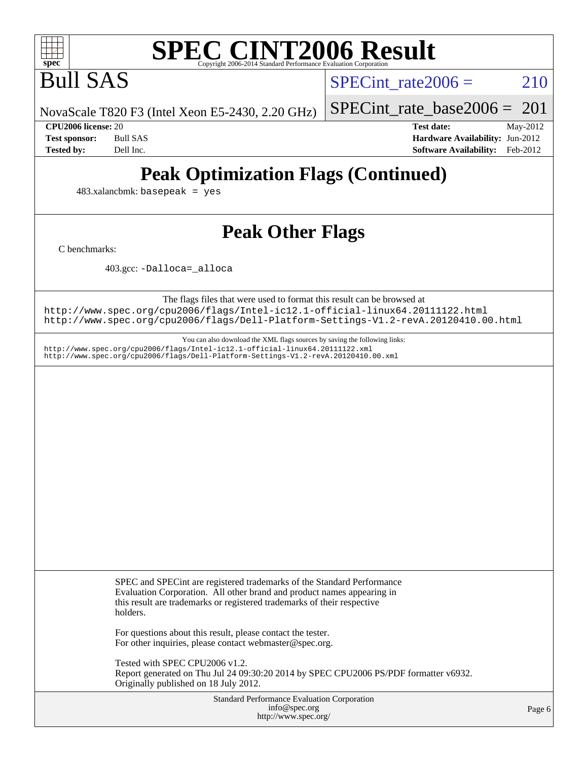# Peak Optimization Flags (Continued)

483.xalancbmk: basepeak = yes

# Peak Other Flags

C benchmarks:

403.gcc: -Dalloca=_alloca

The flags files that were used to format this result can be browsed at
http://www.spec.org/cpu2006/flags/Intel-ic12.1-official-linux64.20111122.html
http://www.spec.org/cpu2006/flags/Dell-Platform-Settings-V1.2-revA.20120410.00.html

You can also download the XML flags sources by saving the following links:
http://www.spec.org/cpu2006/flags/Intel-ic12.1-official-linux64.20111122.xml
http://www.spec.org/cpu2006/flags/Dell-Platform-Settings-V1.2-revA.20120410.00.xml

SPEC and SPECint are registered trademarks of the Standard Performance Evaluation Corporation. All other brand and product names appearing in this result are trademarks or registered trademarks of their respective holders.

For questions about this result, please contact the tester.
For other inquiries, please contact webmaster@spec.org.

Tested with SPEC CPU2006 v1.2.
Report generated on Thu Jul 24 09:30:20 2014 by SPEC CPU2006 PS/PDF formatter v6932.
Originally published on 18 July 2012.